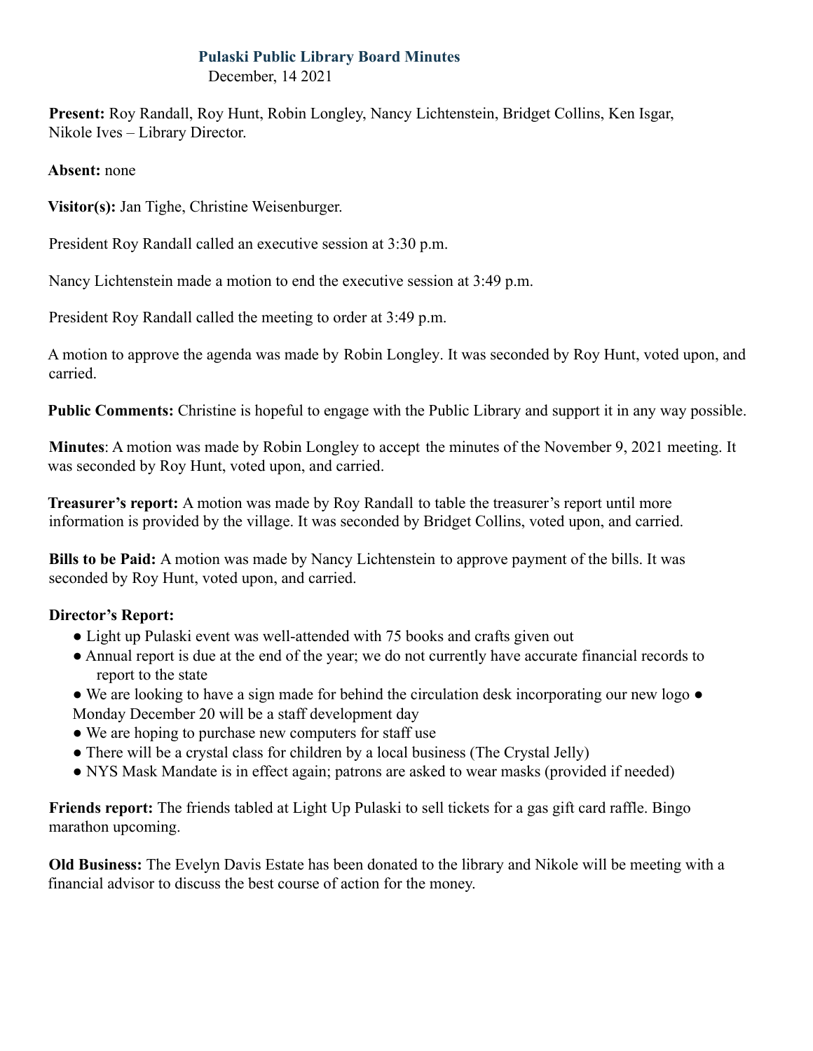# Pulaski Public Library Board Minutes

December, 14 2021

**Present:** Roy Randall, Roy Hunt, Robin Longley, Nancy Lichtenstein, Bridget Collins, Ken Isgar, Nikole Ives – Library Director.

**Absent:** none

**Visitor(s):** Jan Tighe, Christine Weisenburger.

President Roy Randall called an executive session at 3:30 p.m.

Nancy Lichtenstein made a motion to end the executive session at 3:49 p.m.

President Roy Randall called the meeting to order at 3:49 p.m.

A motion to approve the agenda was made by Robin Longley. It was seconded by Roy Hunt, voted upon, and carried.

**Public Comments:** Christine is hopeful to engage with the Public Library and support it in any way possible.

**Minutes**: A motion was made by Robin Longley to accept the minutes of the November 9, 2021 meeting. It was seconded by Roy Hunt, voted upon, and carried.

**Treasurer's report:** A motion was made by Roy Randall to table the treasurer's report until more information is provided by the village. It was seconded by Bridget Collins, voted upon, and carried.

**Bills to be Paid:** A motion was made by Nancy Lichtenstein to approve payment of the bills. It was seconded by Roy Hunt, voted upon, and carried.

**Director's Report:**

- Light up Pulaski event was well-attended with 75 books and crafts given out
- Annual report is due at the end of the year; we do not currently have accurate financial records to report to the state
- We are looking to have a sign made for behind the circulation desk incorporating our new logo
- Monday December 20 will be a staff development day
- We are hoping to purchase new computers for staff use
- There will be a crystal class for children by a local business (The Crystal Jelly)
- NYS Mask Mandate is in effect again; patrons are asked to wear masks (provided if needed)

**Friends report:** The friends tabled at Light Up Pulaski to sell tickets for a gas gift card raffle. Bingo marathon upcoming.

**Old Business:** The Evelyn Davis Estate has been donated to the library and Nikole will be meeting with a financial advisor to discuss the best course of action for the money.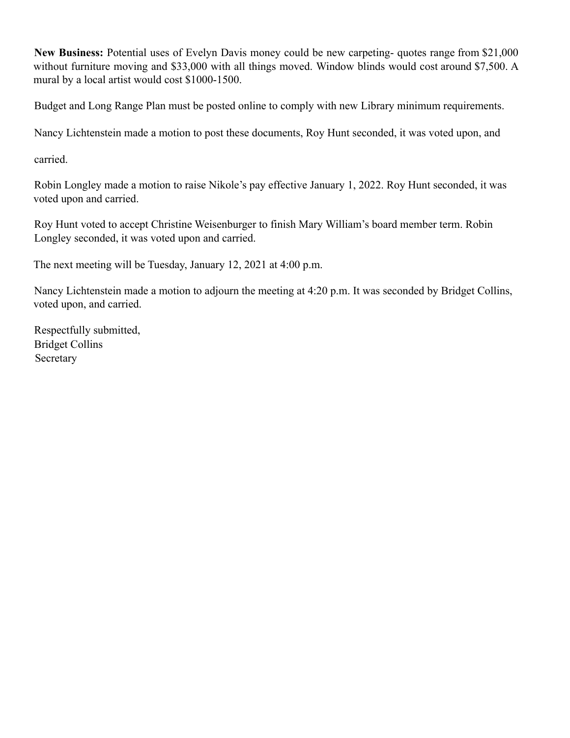**New Business:** Potential uses of Evelyn Davis money could be new carpeting- quotes range from $21,000 without furniture moving and $33,000 with all things moved. Window blinds would cost around $7,500. A mural by a local artist would cost $1000-1500.

Budget and Long Range Plan must be posted online to comply with new Library minimum requirements.

Nancy Lichtenstein made a motion to post these documents, Roy Hunt seconded, it was voted upon, and

carried.

Robin Longley made a motion to raise Nikole's pay effective January 1, 2022. Roy Hunt seconded, it was voted upon and carried.

Roy Hunt voted to accept Christine Weisenburger to finish Mary William's board member term. Robin Longley seconded, it was voted upon and carried.

The next meeting will be Tuesday, January 12, 2021 at 4:00 p.m.

Nancy Lichtenstein made a motion to adjourn the meeting at 4:20 p.m. It was seconded by Bridget Collins, voted upon, and carried.

Respectfully submitted,
Bridget Collins
Secretary